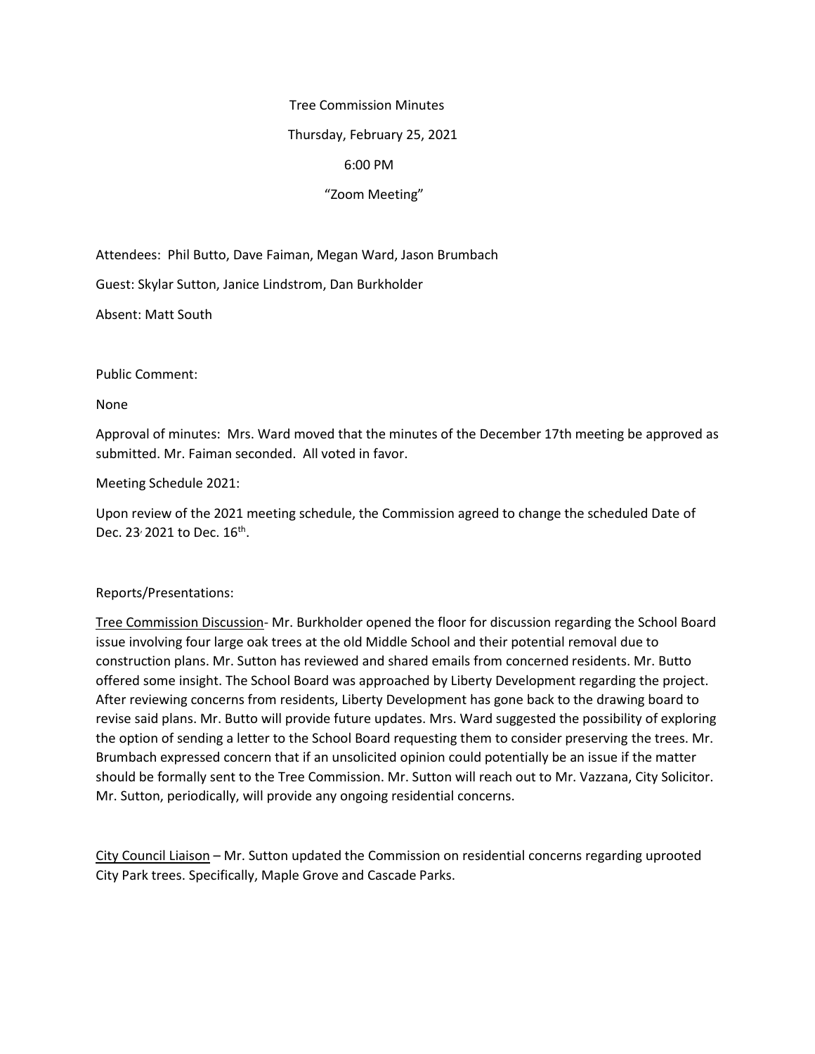Tree Commission Minutes

Thursday, February 25, 2021

6:00 PM

"Zoom Meeting"

Attendees: Phil Butto, Dave Faiman, Megan Ward, Jason Brumbach

Guest: Skylar Sutton, Janice Lindstrom, Dan Burkholder

Absent: Matt South

Public Comment:

None

Approval of minutes: Mrs. Ward moved that the minutes of the December 17th meeting be approved as submitted. Mr. Faiman seconded. All voted in favor.

Meeting Schedule 2021:

Upon review of the 2021 meeting schedule, the Commission agreed to change the scheduled Date of Dec. 23, 2021 to Dec. 16th.

Reports/Presentations:

Tree Commission Discussion- Mr. Burkholder opened the floor for discussion regarding the School Board issue involving four large oak trees at the old Middle School and their potential removal due to construction plans. Mr. Sutton has reviewed and shared emails from concerned residents. Mr. Butto offered some insight. The School Board was approached by Liberty Development regarding the project. After reviewing concerns from residents, Liberty Development has gone back to the drawing board to revise said plans. Mr. Butto will provide future updates. Mrs. Ward suggested the possibility of exploring the option of sending a letter to the School Board requesting them to consider preserving the trees. Mr. Brumbach expressed concern that if an unsolicited opinion could potentially be an issue if the matter should be formally sent to the Tree Commission. Mr. Sutton will reach out to Mr. Vazzana, City Solicitor. Mr. Sutton, periodically, will provide any ongoing residential concerns.

City Council Liaison – Mr. Sutton updated the Commission on residential concerns regarding uprooted City Park trees. Specifically, Maple Grove and Cascade Parks.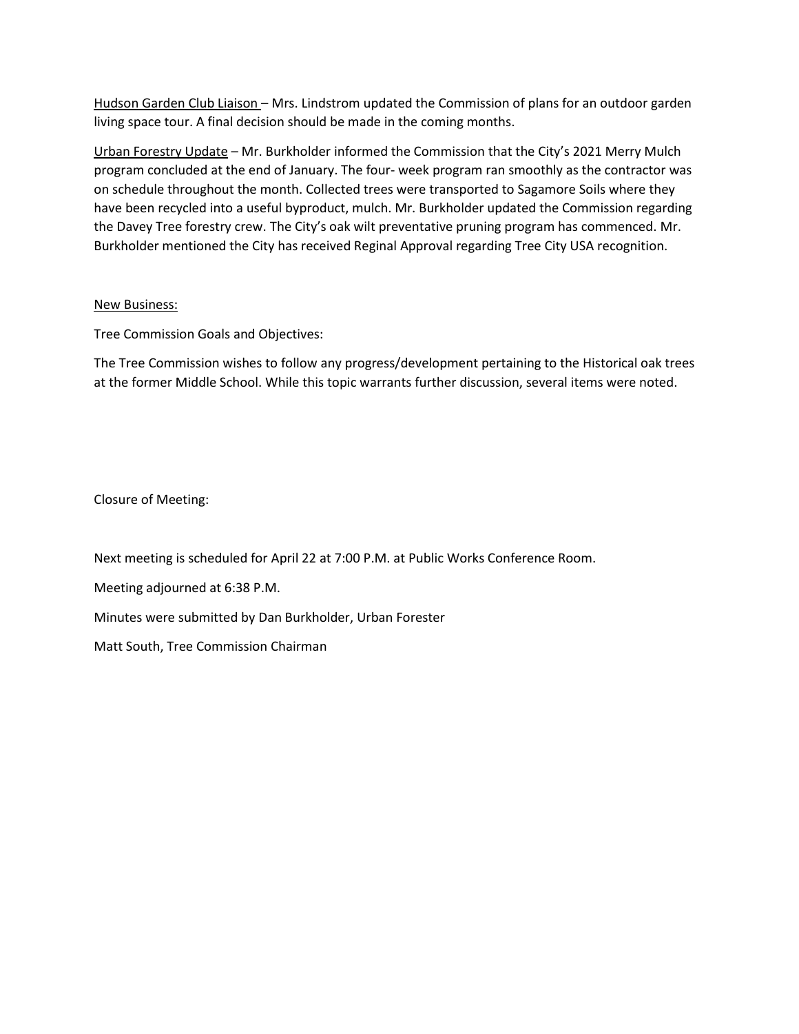Hudson Garden Club Liaison – Mrs. Lindstrom updated the Commission of plans for an outdoor garden living space tour. A final decision should be made in the coming months.

Urban Forestry Update – Mr. Burkholder informed the Commission that the City's 2021 Merry Mulch program concluded at the end of January. The four- week program ran smoothly as the contractor was on schedule throughout the month. Collected trees were transported to Sagamore Soils where they have been recycled into a useful byproduct, mulch. Mr. Burkholder updated the Commission regarding the Davey Tree forestry crew. The City's oak wilt preventative pruning program has commenced. Mr. Burkholder mentioned the City has received Reginal Approval regarding Tree City USA recognition.

New Business:

Tree Commission Goals and Objectives:

The Tree Commission wishes to follow any progress/development pertaining to the Historical oak trees at the former Middle School. While this topic warrants further discussion, several items were noted.

Closure of Meeting:

Next meeting is scheduled for April 22 at 7:00 P.M. at Public Works Conference Room.

Meeting adjourned at 6:38 P.M.

Minutes were submitted by Dan Burkholder, Urban Forester

Matt South, Tree Commission Chairman